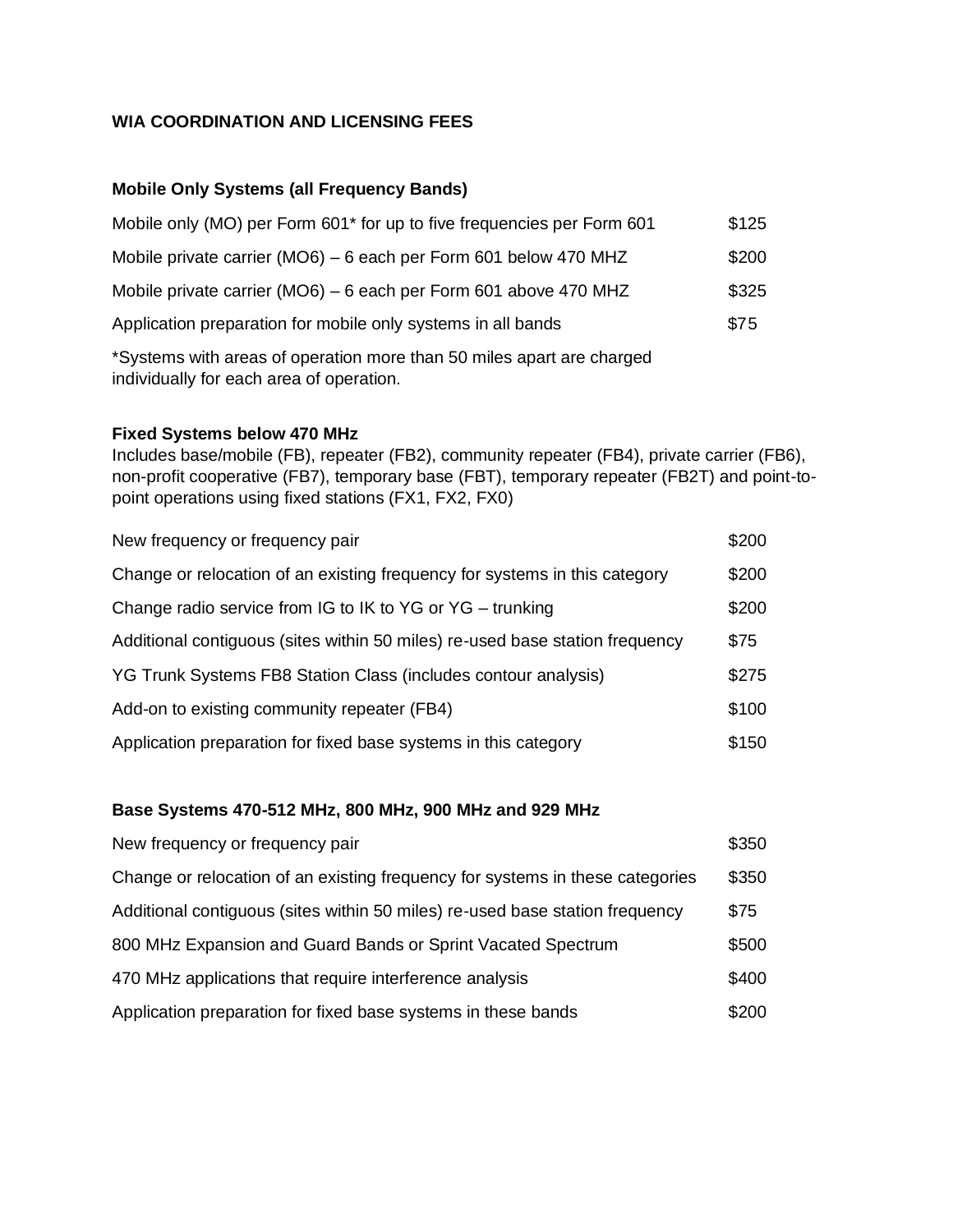# WIA COORDINATION AND LICENSING FEES

## Mobile Only Systems (all Frequency Bands)

| | |
|---|---|
| Mobile only (MO) per Form 601* for up to five frequencies per Form 601 | $125 |
| Mobile private carrier (MO6) – 6 each per Form 601 below 470 MHZ | $200 |
| Mobile private carrier (MO6) – 6 each per Form 601 above 470 MHZ | $325 |
| Application preparation for mobile only systems in all bands | $75 |

*Systems with areas of operation more than 50 miles apart are charged individually for each area of operation.

## Fixed Systems below 470 MHz

Includes base/mobile (FB), repeater (FB2), community repeater (FB4), private carrier (FB6), non-profit cooperative (FB7), temporary base (FBT), temporary repeater (FB2T) and point-to-point operations using fixed stations (FX1, FX2, FX0)

| | |
|---|---|
| New frequency or frequency pair | $200 |
| Change or relocation of an existing frequency for systems in this category | $200 |
| Change radio service from IG to IK to YG or YG – trunking | $200 |
| Additional contiguous (sites within 50 miles) re-used base station frequency | $75 |
| YG Trunk Systems FB8 Station Class (includes contour analysis) | $275 |
| Add-on to existing community repeater (FB4) | $100 |
| Application preparation for fixed base systems in this category | $150 |

## Base Systems 470-512 MHz, 800 MHz, 900 MHz and 929 MHz

| | |
|---|---|
| New frequency or frequency pair | $350 |
| Change or relocation of an existing frequency for systems in these categories | $350 |
| Additional contiguous (sites within 50 miles) re-used base station frequency | $75 |
| 800 MHz Expansion and Guard Bands or Sprint Vacated Spectrum | $500 |
| 470 MHz applications that require interference analysis | $400 |
| Application preparation for fixed base systems in these bands | $200 |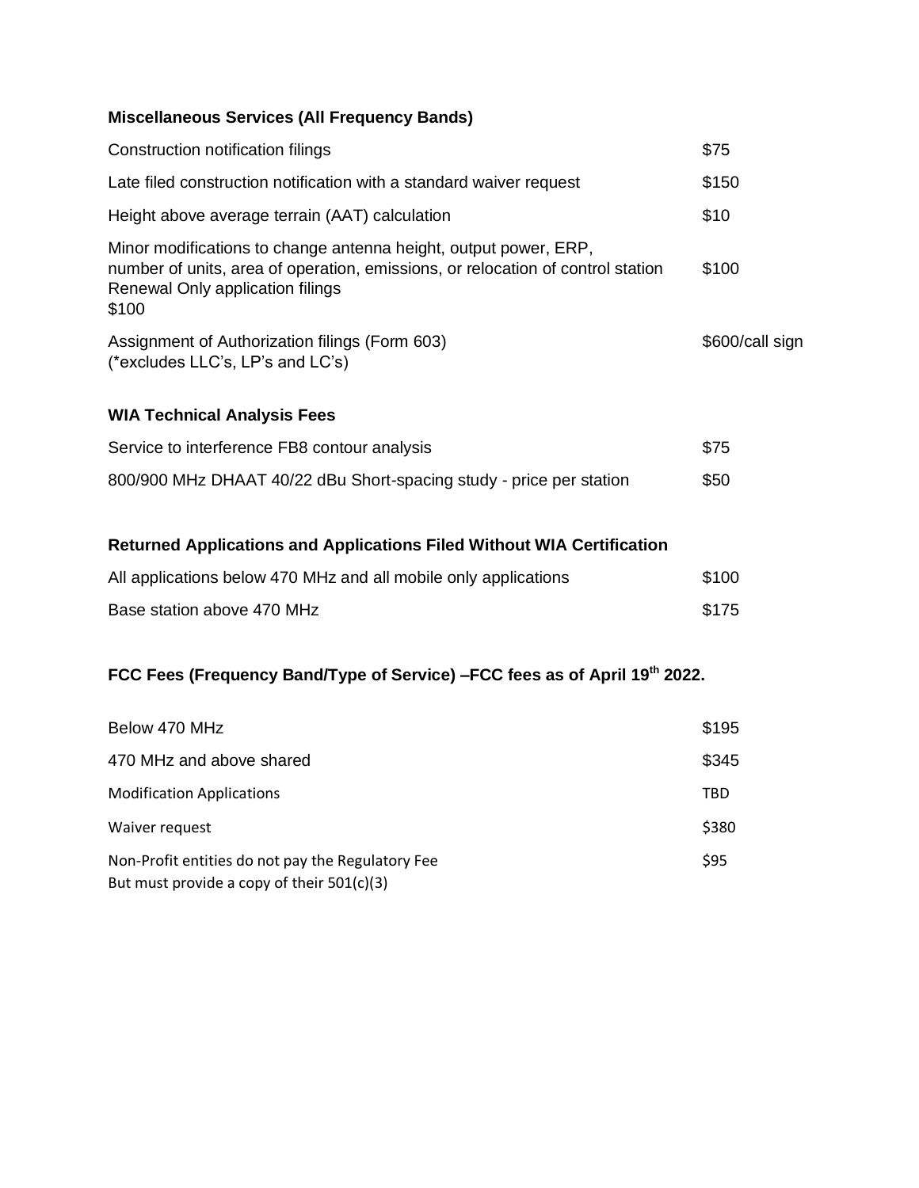### Miscellaneous Services (All Frequency Bands)

| | |
|---|---|
| Construction notification filings | \$75 |
| Late filed construction notification with a standard waiver request | \$150 |
| Height above average terrain (AAT) calculation | \$10 |
| Minor modifications to change antenna height, output power, ERP, number of units, area of operation, emissions, or relocation of control station | \$100 |
| Renewal Only application filings \$100 | |
| Assignment of Authorization filings (Form 603) (*excludes LLC's, LP's and LC's) | \$600/call sign |

### WIA Technical Analysis Fees

| | |
|---|---|
| Service to interference FB8 contour analysis | \$75 |
| 800/900 MHz DHAAT 40/22 dBu Short-spacing study - price per station | \$50 |

### Returned Applications and Applications Filed Without WIA Certification

| | |
|---|---|
| All applications below 470 MHz and all mobile only applications | \$100 |
| Base station above 470 MHz | \$175 |

### FCC Fees (Frequency Band/Type of Service) –FCC fees as of April 19th 2022.

| | |
|---|---|
| Below 470 MHz | \$195 |
| 470 MHz and above shared | \$345 |
| Modification Applications | TBD |
| Waiver request | \$380 |
| Non-Profit entities do not pay the Regulatory Fee But must provide a copy of their 501(c)(3) | \$95 |